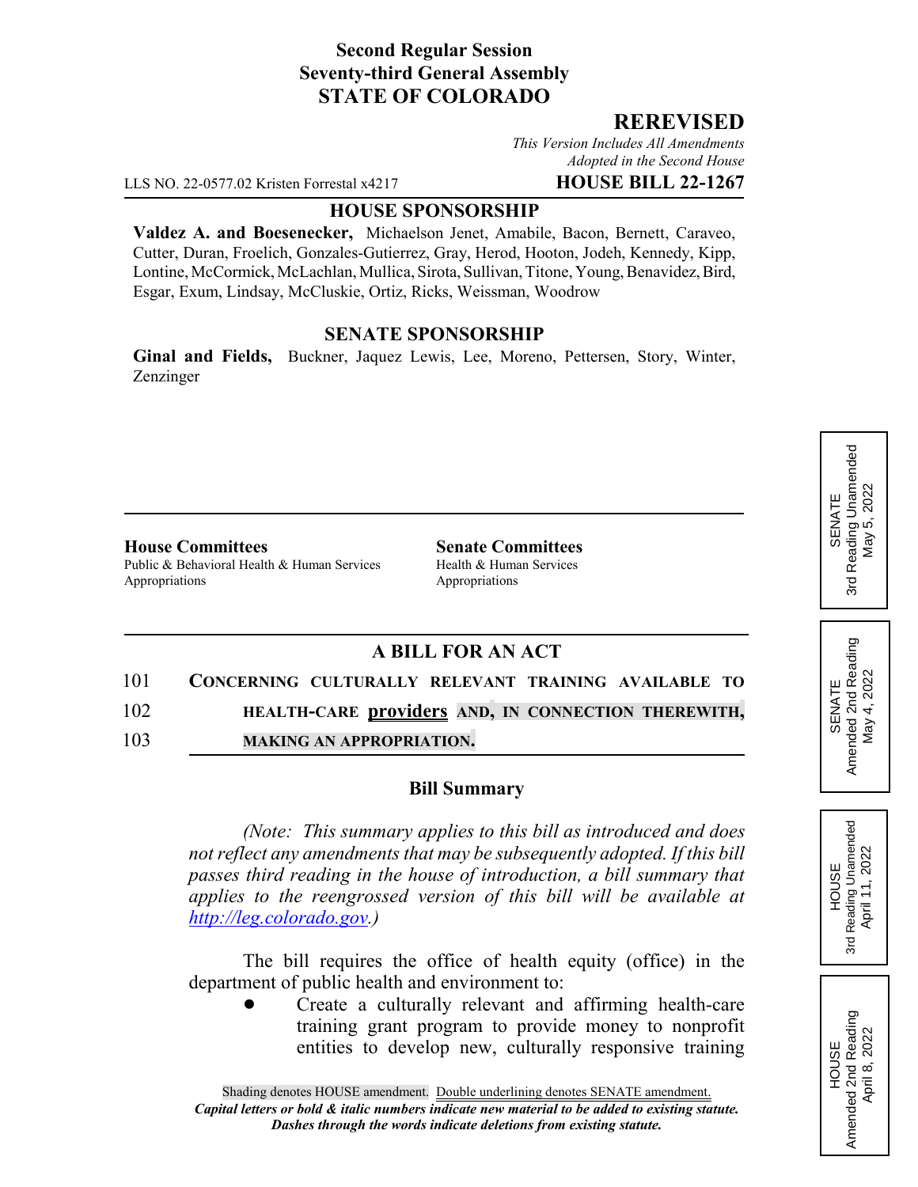**Second Regular Session**
**Seventy-third General Assembly**
**STATE OF COLORADO**

**REREVISED**

*This Version Includes All Amendments Adopted in the Second House*

LLS NO. 22-0577.02 Kristen Forrestal x4217 **HOUSE BILL 22-1267**

**HOUSE SPONSORSHIP**

**Valdez A. and Boesenecker,** Michaelson Jenet, Amabile, Bacon, Bernett, Caraveo, Cutter, Duran, Froelich, Gonzales-Gutierrez, Gray, Herod, Hooton, Jodeh, Kennedy, Kipp, Lontine, McCormick, McLachlan, Mullica, Sirota, Sullivan, Titone, Young, Benavidez, Bird, Esgar, Exum, Lindsay, McCluskie, Ortiz, Ricks, Weissman, Woodrow

**SENATE SPONSORSHIP**

**Ginal and Fields,** Buckner, Jaquez Lewis, Lee, Moreno, Pettersen, Story, Winter, Zenzinger

SENATE 3rd Reading Unamended May 5, 2022

SENATE Amended 2nd Reading May 4, 2022

HOUSE 3rd Reading Unamended April 11, 2022

HOUSE Amended 2nd Reading April 8, 2022

**House Committees**
Public & Behavioral Health & Human Services
Appropriations

**Senate Committees**
Health & Human Services
Appropriations

**A BILL FOR AN ACT**

101 **CONCERNING CULTURALLY RELEVANT TRAINING AVAILABLE TO**
102 **HEALTH-CARE providers AND, IN CONNECTION THEREWITH,**
103 **MAKING AN APPROPRIATION.**

**Bill Summary**

*(Note: This summary applies to this bill as introduced and does not reflect any amendments that may be subsequently adopted. If this bill passes third reading in the house of introduction, a bill summary that applies to the reengrossed version of this bill will be available at http://leg.colorado.gov.)*

The bill requires the office of health equity (office) in the department of public health and environment to:

- Create a culturally relevant and affirming health-care training grant program to provide money to nonprofit entities to develop new, culturally responsive training

Shading denotes HOUSE amendment. Double underlining denotes SENATE amendment.
*Capital letters or bold & italic numbers indicate new material to be added to existing statute.*
*Dashes through the words indicate deletions from existing statute.*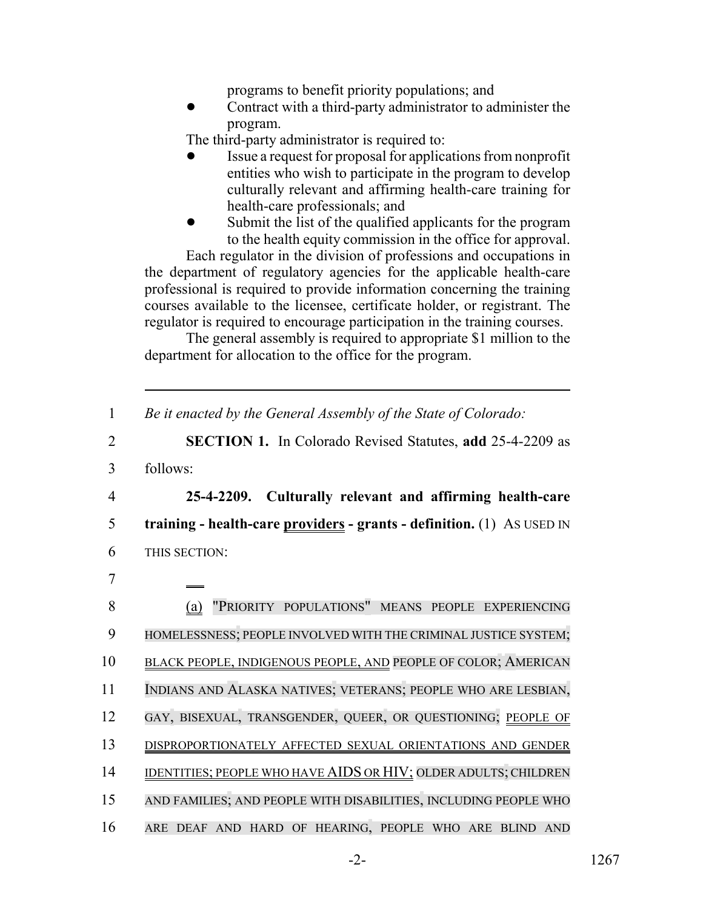programs to benefit priority populations; and

- Contract with a third-party administrator to administer the program.

The third-party administrator is required to:

- Issue a request for proposal for applications from nonprofit entities who wish to participate in the program to develop culturally relevant and affirming health-care training for health-care professionals; and
- Submit the list of the qualified applicants for the program to the health equity commission in the office for approval.

Each regulator in the division of professions and occupations in the department of regulatory agencies for the applicable health-care professional is required to provide information concerning the training courses available to the licensee, certificate holder, or registrant. The regulator is required to encourage participation in the training courses.

The general assembly is required to appropriate $1 million to the department for allocation to the office for the program.

---

1 *Be it enacted by the General Assembly of the State of Colorado:*

2 **SECTION 1.** In Colorado Revised Statutes, **add** 25-4-2209 as

3 follows:

4 **25-4-2209. Culturally relevant and affirming health-care**

5 **training - health-care providers - grants - definition.** (1) AS USED IN

6 THIS SECTION:

7

8 (a) "PRIORITY POPULATIONS" MEANS PEOPLE EXPERIENCING

9 HOMELESSNESS; PEOPLE INVOLVED WITH THE CRIMINAL JUSTICE SYSTEM;

10 BLACK PEOPLE, INDIGENOUS PEOPLE, AND PEOPLE OF COLOR; AMERICAN

11 INDIANS AND ALASKA NATIVES; VETERANS; PEOPLE WHO ARE LESBIAN,

12 GAY, BISEXUAL, TRANSGENDER, QUEER, OR QUESTIONING; PEOPLE OF

13 DISPROPORTIONATELY AFFECTED SEXUAL ORIENTATIONS AND GENDER

14 IDENTITIES; PEOPLE WHO HAVE AIDS OR HIV; OLDER ADULTS; CHILDREN

15 AND FAMILIES; AND PEOPLE WITH DISABILITIES, INCLUDING PEOPLE WHO

16 ARE DEAF AND HARD OF HEARING, PEOPLE WHO ARE BLIND AND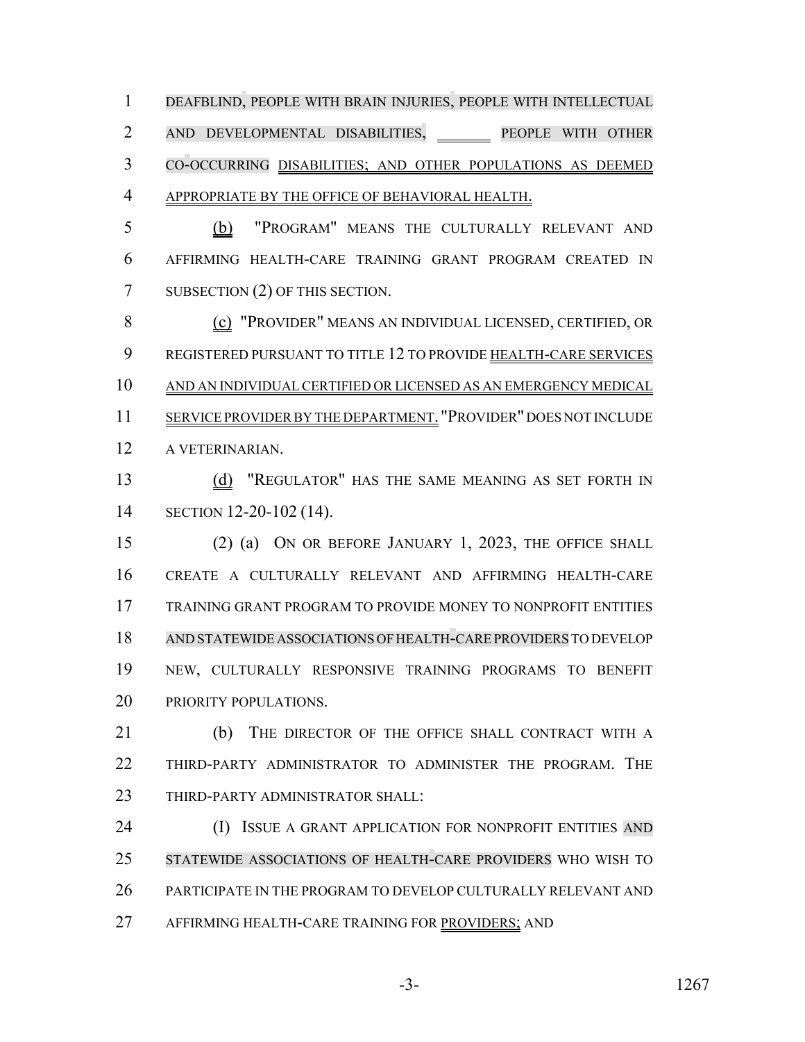DEAFBLIND, PEOPLE WITH BRAIN INJURIES, PEOPLE WITH INTELLECTUAL AND DEVELOPMENTAL DISABILITIES, ______ PEOPLE WITH OTHER CO-OCCURRING DISABILITIES; AND OTHER POPULATIONS AS DEEMED APPROPRIATE BY THE OFFICE OF BEHAVIORAL HEALTH.

(b) "PROGRAM" MEANS THE CULTURALLY RELEVANT AND AFFIRMING HEALTH-CARE TRAINING GRANT PROGRAM CREATED IN SUBSECTION (2) OF THIS SECTION.

(c) "PROVIDER" MEANS AN INDIVIDUAL LICENSED, CERTIFIED, OR REGISTERED PURSUANT TO TITLE 12 TO PROVIDE HEALTH-CARE SERVICES AND AN INDIVIDUAL CERTIFIED OR LICENSED AS AN EMERGENCY MEDICAL SERVICE PROVIDER BY THE DEPARTMENT. "PROVIDER" DOES NOT INCLUDE A VETERINARIAN.

(d) "REGULATOR" HAS THE SAME MEANING AS SET FORTH IN SECTION 12-20-102 (14).

(2) (a) ON OR BEFORE JANUARY 1, 2023, THE OFFICE SHALL CREATE A CULTURALLY RELEVANT AND AFFIRMING HEALTH-CARE TRAINING GRANT PROGRAM TO PROVIDE MONEY TO NONPROFIT ENTITIES AND STATEWIDE ASSOCIATIONS OF HEALTH-CARE PROVIDERS TO DEVELOP NEW, CULTURALLY RESPONSIVE TRAINING PROGRAMS TO BENEFIT PRIORITY POPULATIONS.

(b) THE DIRECTOR OF THE OFFICE SHALL CONTRACT WITH A THIRD-PARTY ADMINISTRATOR TO ADMINISTER THE PROGRAM. THE THIRD-PARTY ADMINISTRATOR SHALL:

(I) ISSUE A GRANT APPLICATION FOR NONPROFIT ENTITIES AND STATEWIDE ASSOCIATIONS OF HEALTH-CARE PROVIDERS WHO WISH TO PARTICIPATE IN THE PROGRAM TO DEVELOP CULTURALLY RELEVANT AND AFFIRMING HEALTH-CARE TRAINING FOR PROVIDERS; AND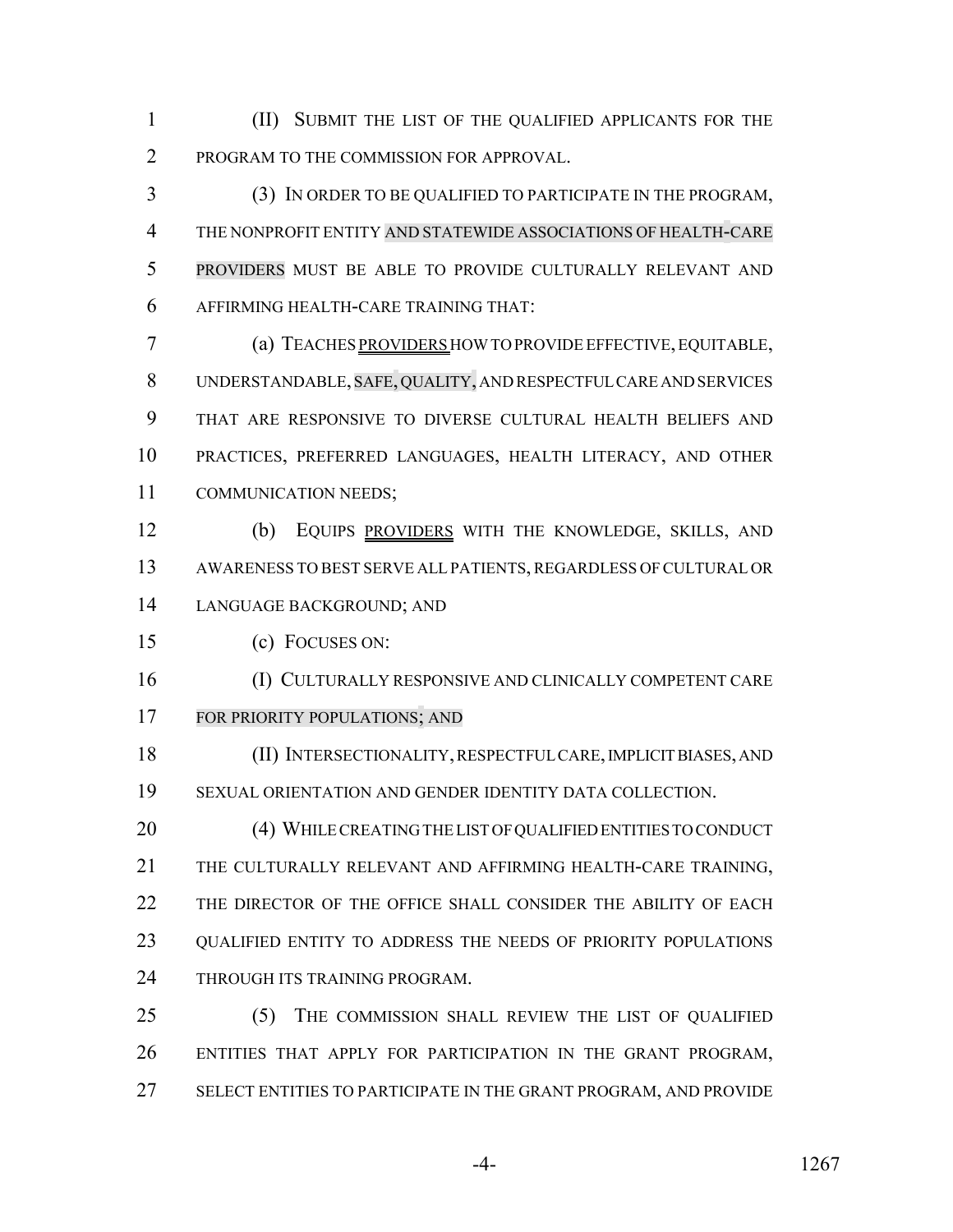(II) SUBMIT THE LIST OF THE QUALIFIED APPLICANTS FOR THE PROGRAM TO THE COMMISSION FOR APPROVAL.

(3) IN ORDER TO BE QUALIFIED TO PARTICIPATE IN THE PROGRAM, THE NONPROFIT ENTITY AND STATEWIDE ASSOCIATIONS OF HEALTH-CARE PROVIDERS MUST BE ABLE TO PROVIDE CULTURALLY RELEVANT AND AFFIRMING HEALTH-CARE TRAINING THAT:

(a) TEACHES PROVIDERS HOW TO PROVIDE EFFECTIVE, EQUITABLE, UNDERSTANDABLE, SAFE, QUALITY, AND RESPECTFUL CARE AND SERVICES THAT ARE RESPONSIVE TO DIVERSE CULTURAL HEALTH BELIEFS AND PRACTICES, PREFERRED LANGUAGES, HEALTH LITERACY, AND OTHER COMMUNICATION NEEDS;

(b) EQUIPS PROVIDERS WITH THE KNOWLEDGE, SKILLS, AND AWARENESS TO BEST SERVE ALL PATIENTS, REGARDLESS OF CULTURAL OR LANGUAGE BACKGROUND; AND

(c) FOCUSES ON:

(I) CULTURALLY RESPONSIVE AND CLINICALLY COMPETENT CARE FOR PRIORITY POPULATIONS; AND

(II) INTERSECTIONALITY, RESPECTFUL CARE, IMPLICIT BIASES, AND SEXUAL ORIENTATION AND GENDER IDENTITY DATA COLLECTION.

(4) WHILE CREATING THE LIST OF QUALIFIED ENTITIES TO CONDUCT THE CULTURALLY RELEVANT AND AFFIRMING HEALTH-CARE TRAINING, THE DIRECTOR OF THE OFFICE SHALL CONSIDER THE ABILITY OF EACH QUALIFIED ENTITY TO ADDRESS THE NEEDS OF PRIORITY POPULATIONS THROUGH ITS TRAINING PROGRAM.

(5) THE COMMISSION SHALL REVIEW THE LIST OF QUALIFIED ENTITIES THAT APPLY FOR PARTICIPATION IN THE GRANT PROGRAM, SELECT ENTITIES TO PARTICIPATE IN THE GRANT PROGRAM, AND PROVIDE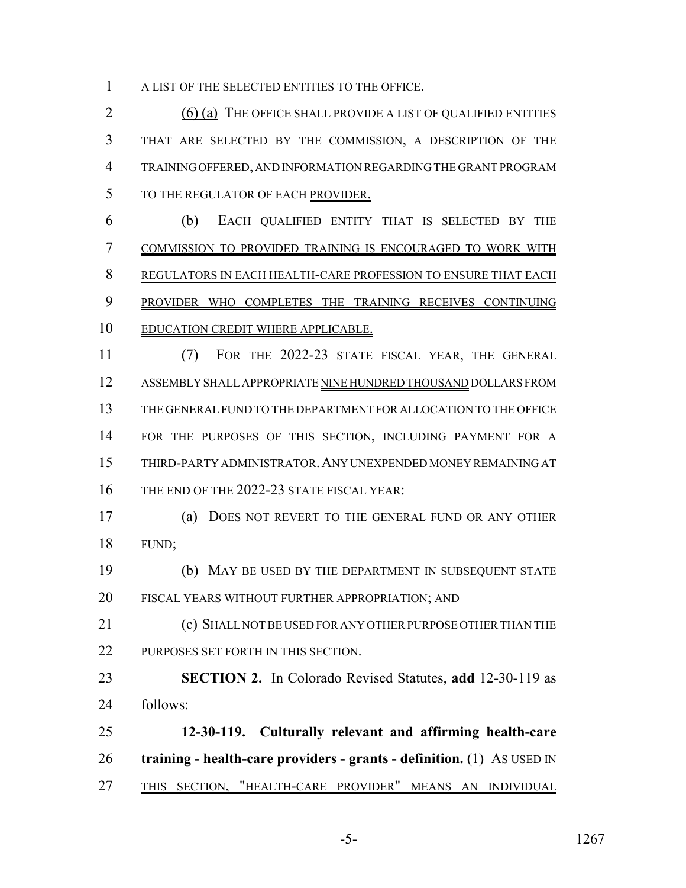A LIST OF THE SELECTED ENTITIES TO THE OFFICE.

(6) (a) THE OFFICE SHALL PROVIDE A LIST OF QUALIFIED ENTITIES THAT ARE SELECTED BY THE COMMISSION, A DESCRIPTION OF THE TRAINING OFFERED, AND INFORMATION REGARDING THE GRANT PROGRAM TO THE REGULATOR OF EACH PROVIDER.

(b) EACH QUALIFIED ENTITY THAT IS SELECTED BY THE COMMISSION TO PROVIDED TRAINING IS ENCOURAGED TO WORK WITH REGULATORS IN EACH HEALTH-CARE PROFESSION TO ENSURE THAT EACH PROVIDER WHO COMPLETES THE TRAINING RECEIVES CONTINUING EDUCATION CREDIT WHERE APPLICABLE.

(7) FOR THE 2022-23 STATE FISCAL YEAR, THE GENERAL ASSEMBLY SHALL APPROPRIATE NINE HUNDRED THOUSAND DOLLARS FROM THE GENERAL FUND TO THE DEPARTMENT FOR ALLOCATION TO THE OFFICE FOR THE PURPOSES OF THIS SECTION, INCLUDING PAYMENT FOR A THIRD-PARTY ADMINISTRATOR. ANY UNEXPENDED MONEY REMAINING AT THE END OF THE 2022-23 STATE FISCAL YEAR:

(a) DOES NOT REVERT TO THE GENERAL FUND OR ANY OTHER FUND;

(b) MAY BE USED BY THE DEPARTMENT IN SUBSEQUENT STATE FISCAL YEARS WITHOUT FURTHER APPROPRIATION; AND

(c) SHALL NOT BE USED FOR ANY OTHER PURPOSE OTHER THAN THE PURPOSES SET FORTH IN THIS SECTION.

**SECTION 2.** In Colorado Revised Statutes, **add** 12-30-119 as follows:

**12-30-119. Culturally relevant and affirming health-care training - health-care providers - grants - definition.** (1) AS USED IN THIS SECTION, "HEALTH-CARE PROVIDER" MEANS AN INDIVIDUAL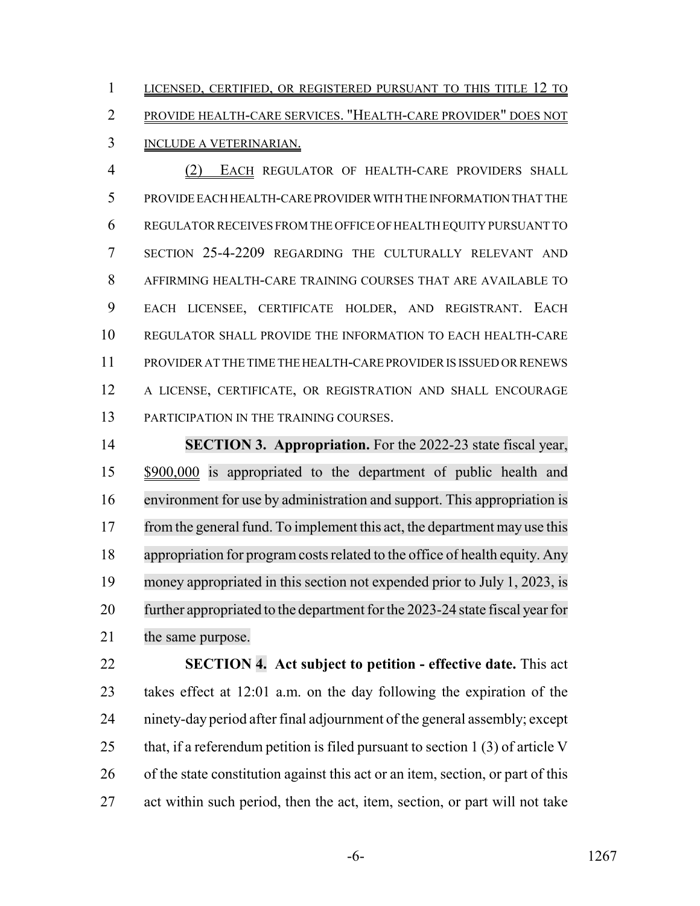LICENSED, CERTIFIED, OR REGISTERED PURSUANT TO THIS TITLE 12 TO PROVIDE HEALTH-CARE SERVICES. "HEALTH-CARE PROVIDER" DOES NOT INCLUDE A VETERINARIAN.

(2) EACH REGULATOR OF HEALTH-CARE PROVIDERS SHALL PROVIDE EACH HEALTH-CARE PROVIDER WITH THE INFORMATION THAT THE REGULATOR RECEIVES FROM THE OFFICE OF HEALTH EQUITY PURSUANT TO SECTION 25-4-2209 REGARDING THE CULTURALLY RELEVANT AND AFFIRMING HEALTH-CARE TRAINING COURSES THAT ARE AVAILABLE TO EACH LICENSEE, CERTIFICATE HOLDER, AND REGISTRANT. EACH REGULATOR SHALL PROVIDE THE INFORMATION TO EACH HEALTH-CARE PROVIDER AT THE TIME THE HEALTH-CARE PROVIDER IS ISSUED OR RENEWS A LICENSE, CERTIFICATE, OR REGISTRATION AND SHALL ENCOURAGE PARTICIPATION IN THE TRAINING COURSES.

**SECTION 3. Appropriation.** For the 2022-23 state fiscal year, $900,000 is appropriated to the department of public health and environment for use by administration and support. This appropriation is from the general fund. To implement this act, the department may use this appropriation for program costs related to the office of health equity. Any money appropriated in this section not expended prior to July 1, 2023, is further appropriated to the department for the 2023-24 state fiscal year for the same purpose.

**SECTION 4. Act subject to petition - effective date.** This act takes effect at 12:01 a.m. on the day following the expiration of the ninety-day period after final adjournment of the general assembly; except that, if a referendum petition is filed pursuant to section 1 (3) of article V of the state constitution against this act or an item, section, or part of this act within such period, then the act, item, section, or part will not take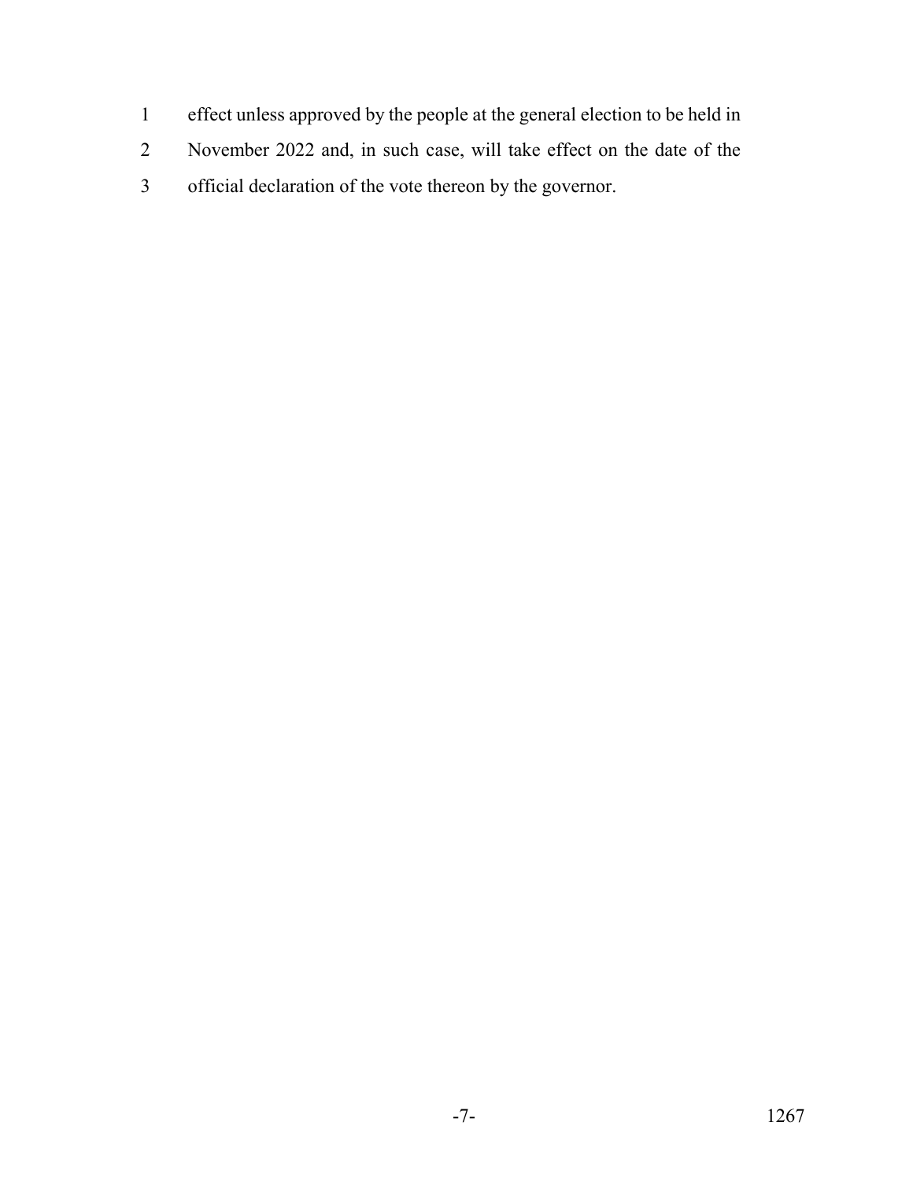effect unless approved by the people at the general election to be held in November 2022 and, in such case, will take effect on the date of the official declaration of the vote thereon by the governor.